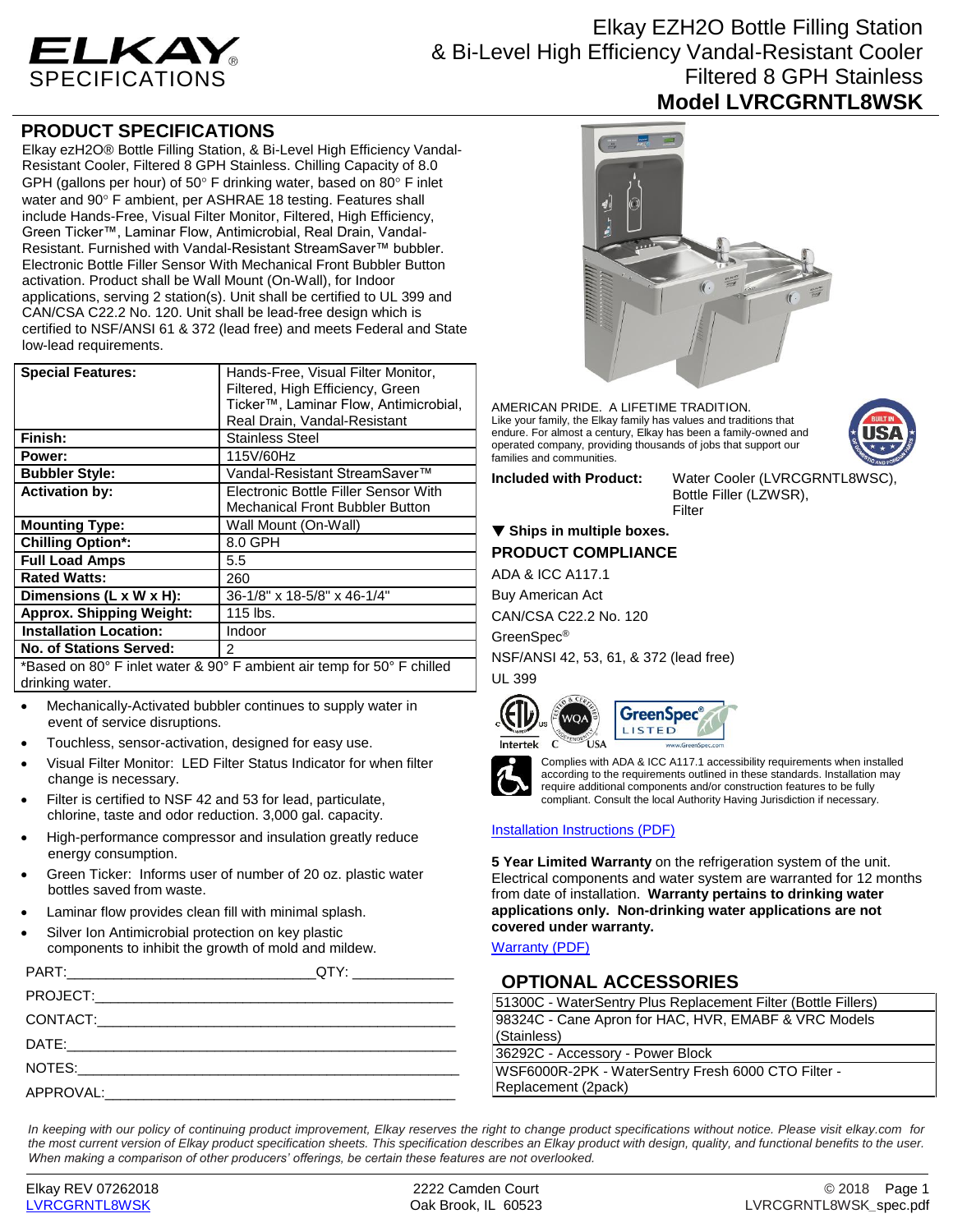# Elkay EZH2O Bottle Filling Station & Bi-Level High Efficiency Vandal-Resistant Cooler Filtered 8 GPH Stainless

## Model LVRCGRNTL8WSK

ELKAY SPECIFICATIONS

## PRODUCT SPECIFICATIONS

Elkay ezH2O® Bottle Filling Station, & Bi-Level High Efficiency Vandal-Resistant Cooler, Filtered 8 GPH Stainless. Chilling Capacity of 8.0 GPH (gallons per hour) of 50° F drinking water, based on 80° F inlet water and 90° F ambient, per ASHRAE 18 testing. Features shall include Hands-Free, Visual Filter Monitor, Filtered, High Efficiency, Green Ticker™, Laminar Flow, Antimicrobial, Real Drain, Vandal-Resistant. Furnished with Vandal-Resistant StreamSaver™ bubbler. Electronic Bottle Filler Sensor With Mechanical Front Bubbler Button activation. Product shall be Wall Mount (On-Wall), for Indoor applications, serving 2 station(s). Unit shall be certified to UL 399 and CAN/CSA C22.2 No. 120. Unit shall be lead-free design which is certified to NSF/ANSI 61 & 372 (lead free) and meets Federal and State low-lead requirements.

| | |
|---|---|
| **Special Features:** | Hands-Free, Visual Filter Monitor, Filtered, High Efficiency, Green Ticker™, Laminar Flow, Antimicrobial, Real Drain, Vandal-Resistant |
| **Finish:** | Stainless Steel |
| **Power:** | 115V/60Hz |
| **Bubbler Style:** | Vandal-Resistant StreamSaver™ |
| **Activation by:** | Electronic Bottle Filler Sensor With Mechanical Front Bubbler Button |
| **Mounting Type:** | Wall Mount (On-Wall) |
| **Chilling Option*:** | 8.0 GPH |
| **Full Load Amps** | 5.5 |
| **Rated Watts:** | 260 |
| **Dimensions (L x W x H):** | 36-1/8" x 18-5/8" x 46-1/4" |
| **Approx. Shipping Weight:** | 115 lbs. |
| **Installation Location:** | Indoor |
| **No. of Stations Served:** | 2 |

*Based on 80° F inlet water & 90° F ambient air temp for 50° F chilled drinking water.

- Mechanically-Activated bubbler continues to supply water in event of service disruptions.
- Touchless, sensor-activation, designed for easy use.
- Visual Filter Monitor: LED Filter Status Indicator for when filter change is necessary.
- Filter is certified to NSF 42 and 53 for lead, particulate, chlorine, taste and odor reduction. 3,000 gal. capacity.
- High-performance compressor and insulation greatly reduce energy consumption.
- Green Ticker: Informs user of number of 20 oz. plastic water bottles saved from waste.
- Laminar flow provides clean fill with minimal splash.
- Silver Ion Antimicrobial protection on key plastic components to inhibit the growth of mold and mildew.

PART:________________________________QTY: _____________

PROJECT:_______________________________________________

CONTACT:_______________________________________________

DATE:__________________________________________________

NOTES:_________________________________________________

APPROVAL:______________________________________________

AMERICAN PRIDE. A LIFETIME TRADITION.
Like your family, the Elkay family has values and traditions that endure. For almost a century, Elkay has been a family-owned and operated company, providing thousands of jobs that support our families and communities.

BUILT IN USA OF DOMESTIC AND FOREIGN PARTS

**Included with Product:** Water Cooler (LVRCGRNTL8WSC), Bottle Filler (LZWSR), Filter

**▼ Ships in multiple boxes.**

## PRODUCT COMPLIANCE

ADA & ICC A117.1

Buy American Act

CAN/CSA C22.2 No. 120

GreenSpec®

NSF/ANSI 42, 53, 61, & 372 (lead free)

UL 399

Intertek C US · WQA Tested & Certified C USA · GreenSpec® LISTED www.GreenSpec.com

Complies with ADA & ICC A117.1 accessibility requirements when installed according to the requirements outlined in these standards. Installation may require additional components and/or construction features to be fully compliant. Consult the local Authority Having Jurisdiction if necessary.

Installation Instructions (PDF)

**5 Year Limited Warranty** on the refrigeration system of the unit. Electrical components and water system are warranted for 12 months from date of installation. **Warranty pertains to drinking water applications only. Non-drinking water applications are not covered under warranty.**

Warranty (PDF)

## OPTIONAL ACCESSORIES

| |
|---|
| 51300C - WaterSentry Plus Replacement Filter (Bottle Fillers) |
| 98324C - Cane Apron for HAC, HVR, EMABF & VRC Models (Stainless) |
| 36292C - Accessory - Power Block |
| WSF6000R-2PK - WaterSentry Fresh 6000 CTO Filter - Replacement (2pack) |

*In keeping with our policy of continuing product improvement, Elkay reserves the right to change product specifications without notice. Please visit elkay.com for the most current version of Elkay product specification sheets. This specification describes an Elkay product with design, quality, and functional benefits to the user. When making a comparison of other producers' offerings, be certain these features are not overlooked.*

Elkay REV 07262018 · LVRCGRNTL8WSK · 2222 Camden Court, Oak Brook, IL 60523 · © 2018 · LVRCGRNTL8WSK_spec.pdf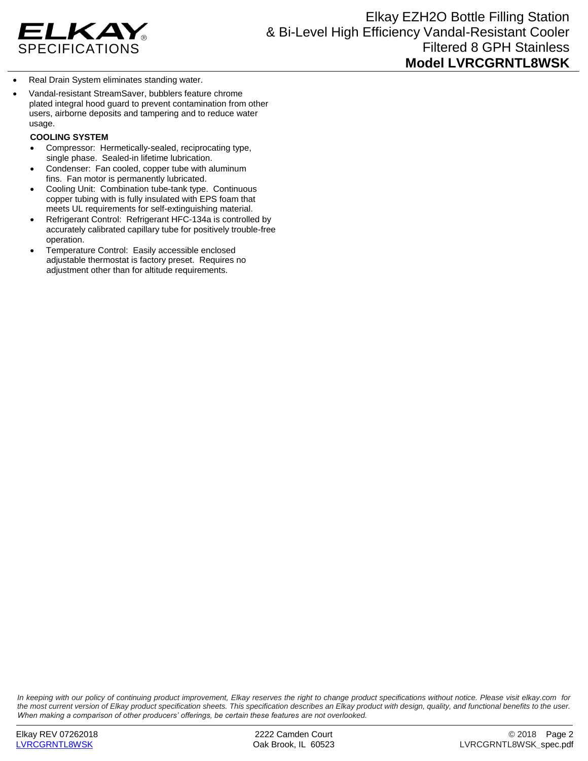- Real Drain System eliminates standing water.
- Vandal-resistant StreamSaver, bubblers feature chrome plated integral hood guard to prevent contamination from other users, airborne deposits and tampering and to reduce water usage.

**COOLING SYSTEM**

- Compressor: Hermetically-sealed, reciprocating type, single phase. Sealed-in lifetime lubrication.
- Condenser: Fan cooled, copper tube with aluminum fins. Fan motor is permanently lubricated.
- Cooling Unit: Combination tube-tank type. Continuous copper tubing with is fully insulated with EPS foam that meets UL requirements for self-extinguishing material.
- Refrigerant Control: Refrigerant HFC-134a is controlled by accurately calibrated capillary tube for positively trouble-free operation.
- Temperature Control: Easily accessible enclosed adjustable thermostat is factory preset. Requires no adjustment other than for altitude requirements.

*In keeping with our policy of continuing product improvement, Elkay reserves the right to change product specifications without notice. Please visit elkay.com for the most current version of Elkay product specification sheets. This specification describes an Elkay product with design, quality, and functional benefits to the user. When making a comparison of other producers' offerings, be certain these features are not overlooked.*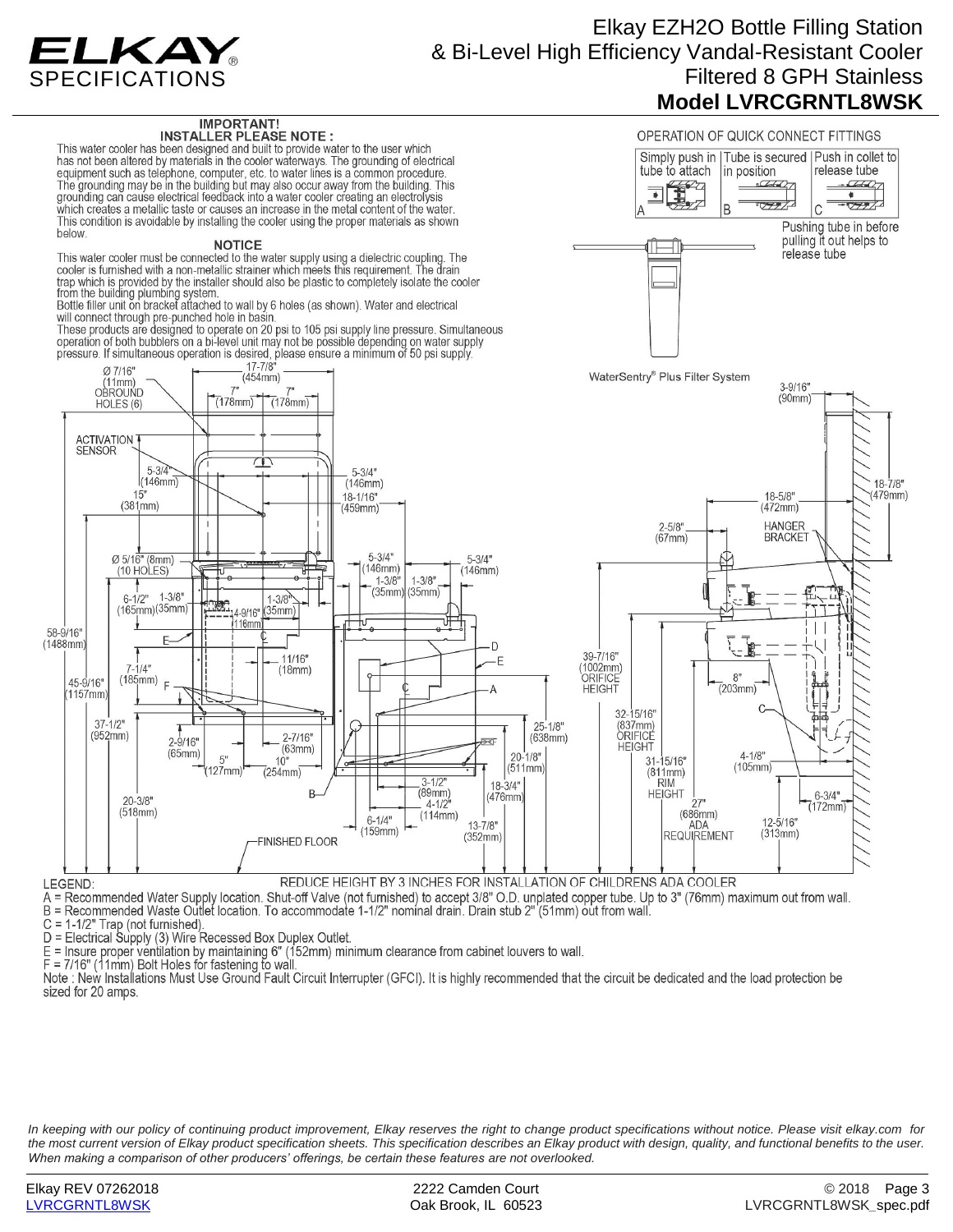# Elkay EZH2O Bottle Filling Station & Bi-Level High Efficiency Vandal-Resistant Cooler Filtered 8 GPH Stainless

## Model LVRCGRNTL8WSK

**IMPORTANT!**
**INSTALLER PLEASE NOTE :**

This water cooler has been designed and built to provide water to the user which has not been altered by materials in the cooler waterways. The grounding of electrical equipment such as telephone, computer, etc. to water lines is a common procedure. The grounding may be in the building but may also occur away from the building. This grounding can cause electrical feedback into a water cooler creating an electrolysis which creates a metallic taste or causes an increase in the metal content of the water. This condition is avoidable by installing the cooler using the proper materials as shown below.

**NOTICE**

This water cooler must be connected to the water supply using a dielectric coupling. The cooler is furnished with a non-metallic strainer which meets this requirement. The drain trap which is provided by the installer should also be plastic to completely isolate the cooler from the building plumbing system.
Bottle filler unit on bracket attached to wall by 6 holes (as shown). Water and electrical will connect through pre-punched hole in basin.
These products are designed to operate on 20 psi to 105 psi supply line pressure. Simultaneous operation of both bubblers on a bi-level unit may not be possible depending on water supply pressure. If simultaneous operation is desired, please ensure a minimum of 50 psi supply.

OPERATION OF QUICK CONNECT FITTINGS

A: Simply push in tube to attach
B: Tube is secured in position
C: Push in collet to release tube

Pushing tube in before pulling it out helps to release tube

WaterSentry® Plus Filter System

Ø 7/16" (11mm) OBROUND HOLES (6)
17-7/8" (454mm)
7" (178mm)
7" (178mm)
ACTIVATION SENSOR
5-3/4" (146mm)
15" (381mm)
5-3/4" (146mm)
18-1/16" (459mm)
Ø 5/16" (8mm) (10 HOLES)
6-1/2" (165mm)
1-3/8" (35mm)
1-3/8" (35mm)
4-9/16" (116mm)
5-3/4" (146mm)
1-3/8" (35mm)
1-3/8" (35mm)
5-3/4" (146mm)
58-9/16" (1488mm)
45-9/16" (1157mm)
7-1/4" (185mm)
11/16" (18mm)
37-1/2" (952mm)
2-9/16" (65mm)
5" (127mm)
2-7/16" (63mm)
10" (254mm)
20-3/8" (518mm)
3-1/2" (89mm)
4-1/2" (114mm)
6-1/4" (159mm)
13-7/8" (352mm)
18-3/4" (476mm)
20-1/8" (511mm)
25-1/8" (638mm)
FINISHED FLOOR
39-7/16" (1002mm) ORIFICE HEIGHT
32-15/16" (837mm) ORIFICE HEIGHT
31-15/16" (811mm) RIM HEIGHT
27" (686mm) ADA REQUIREMENT
3-9/16" (90mm)
18-7/8" (479mm)
18-5/8" (472mm)
2-5/8" (67mm)
HANGER BRACKET
8" (203mm)
4-1/8" (105mm)
6-3/4" (172mm)
12-5/16" (313mm)

REDUCE HEIGHT BY 3 INCHES FOR INSTALLATION OF CHILDRENS ADA COOLER

LEGEND:
A = Recommended Water Supply location. Shut-off Valve (not furnished) to accept 3/8" O.D. unplated copper tube. Up to 3" (76mm) maximum out from wall.
B = Recommended Waste Outlet location. To accommodate 1-1/2" nominal drain. Drain stub 2" (51mm) out from wall.
C = 1-1/2" Trap (not furnished).
D = Electrical Supply (3) Wire Recessed Box Duplex Outlet.
E = Insure proper ventilation by maintaining 6" (152mm) minimum clearance from cabinet louvers to wall.
F = 7/16" (11mm) Bolt Holes for fastening to wall.
Note : New Installations Must Use Ground Fault Circuit Interrupter (GFCI). It is highly recommended that the circuit be dedicated and the load protection be sized for 20 amps.

*In keeping with our policy of continuing product improvement, Elkay reserves the right to change product specifications without notice. Please visit elkay.com for the most current version of Elkay product specification sheets. This specification describes an Elkay product with design, quality, and functional benefits to the user. When making a comparison of other producers' offerings, be certain these features are not overlooked.*